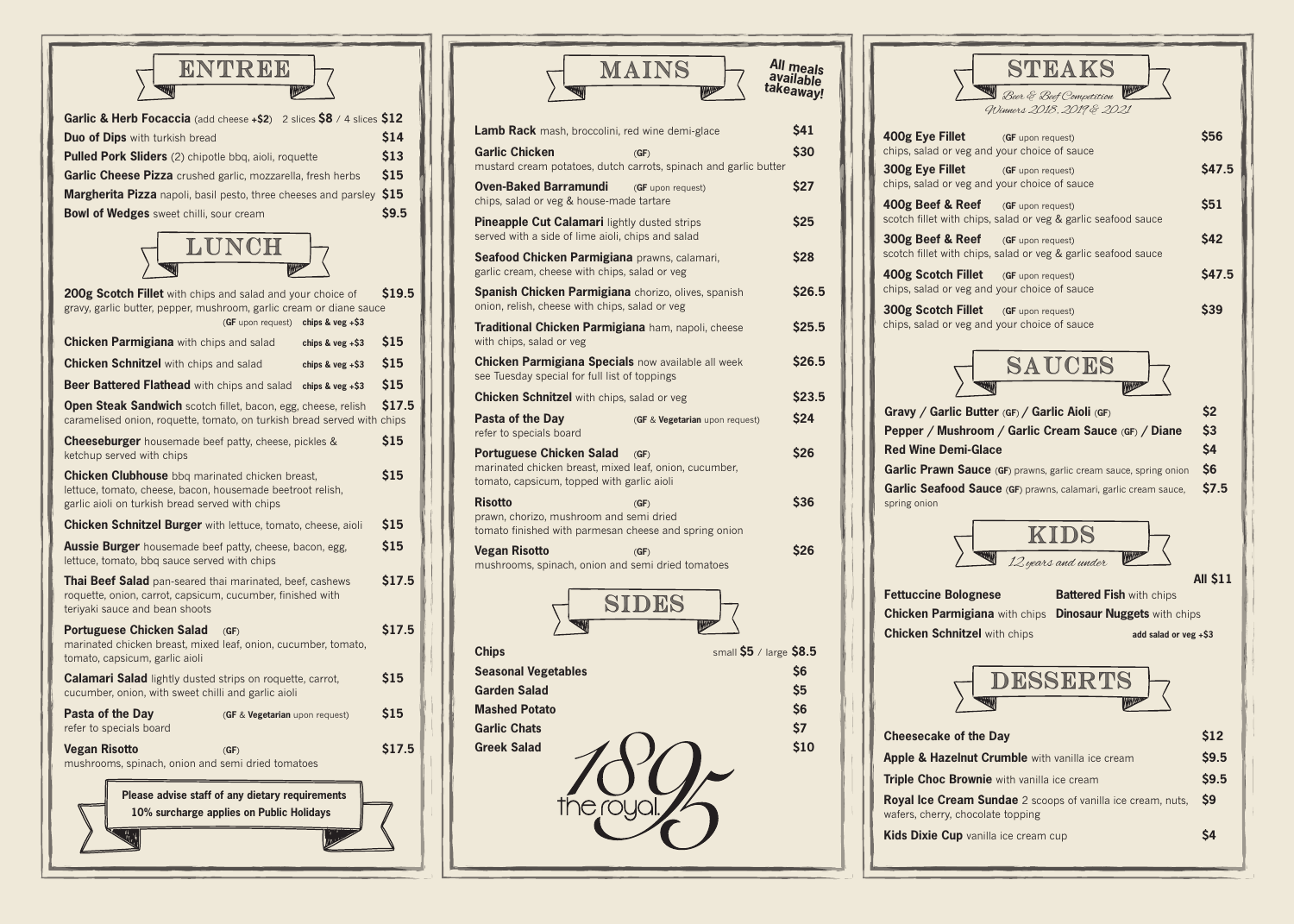# ENTREE

**Garlic & Herb Focaccia** (add cheese +$2) 2 slices $8 / 4 slices $12

**Duo of Dips** with turkish bread $14

**Pulled Pork Sliders** (2) chipotle bbq, aioli, roquette $13

**Garlic Cheese Pizza** crushed garlic, mozzarella, fresh herbs $15

**Margherita Pizza** napoli, basil pesto, three cheeses and parsley $15

**Bowl of Wedges** sweet chilli, sour cream $9.5

# LUNCH

**200g Scotch Fillet** with chips and salad and your choice of gravy, garlic butter, pepper, mushroom, garlic cream or diane sauce (GF upon request) **chips & veg +$3** $19.5

**Chicken Parmigiana** with chips and salad **chips & veg +$3** $15

**Chicken Schnitzel** with chips and salad **chips & veg +$3** $15

**Beer Battered Flathead** with chips and salad **chips & veg +$3** $15

**Open Steak Sandwich** scotch fillet, bacon, egg, cheese, relish caramelised onion, roquette, tomato, on turkish bread served with chips $17.5

**Cheeseburger** housemade beef patty, cheese, pickles & ketchup served with chips $15

**Chicken Clubhouse** bbq marinated chicken breast, lettuce, tomato, cheese, bacon, housemade beetroot relish, garlic aioli on turkish bread served with chips $15

**Chicken Schnitzel Burger** with lettuce, tomato, cheese, aioli $15

**Aussie Burger** housemade beef patty, cheese, bacon, egg, lettuce, tomato, bbq sauce served with chips $15

**Thai Beef Salad** pan-seared thai marinated, beef, cashews roquette, onion, carrot, capsicum, cucumber, finished with teriyaki sauce and bean shoots $17.5

**Portuguese Chicken Salad** (GF) marinated chicken breast, mixed leaf, onion, cucumber, tomato, tomato, capsicum, garlic aioli $17.5

**Calamari Salad** lightly dusted strips on roquette, carrot, cucumber, onion, with sweet chilli and garlic aioli $15

**Pasta of the Day** (GF & **Vegetarian** upon request) refer to specials board $15

**Vegan Risotto** (GF) mushrooms, spinach, onion and semi dried tomatoes $17.5

**Please advise staff of any dietary requirements**
**10% surcharge applies on Public Holidays**

# MAINS

**All meals available takeaway!**

**Lamb Rack** mash, broccolini, red wine demi-glace $41

**Garlic Chicken** (GF) mustard cream potatoes, dutch carrots, spinach and garlic butter $30

**Oven-Baked Barramundi** (GF upon request) chips, salad or veg & house-made tartare $27

**Pineapple Cut Calamari** lightly dusted strips served with a side of lime aioli, chips and salad $25

**Seafood Chicken Parmigiana** prawns, calamari, garlic cream, cheese with chips, salad or veg $28

**Spanish Chicken Parmigiana** chorizo, olives, spanish onion, relish, cheese with chips, salad or veg $26.5

**Traditional Chicken Parmigiana** ham, napoli, cheese with chips, salad or veg $25.5

**Chicken Parmigiana Specials** now available all week see Tuesday special for full list of toppings $26.5

**Chicken Schnitzel** with chips, salad or veg $23.5

**Pasta of the Day** (GF & **Vegetarian** upon request) refer to specials board $24

**Portuguese Chicken Salad** (GF) marinated chicken breast, mixed leaf, onion, cucumber, tomato, capsicum, topped with garlic aioli $26

**Risotto** (GF) prawn, chorizo, mushroom and semi dried tomato finished with parmesan cheese and spring onion $36

**Vegan Risotto** (GF) mushrooms, spinach, onion and semi dried tomatoes $26

# SIDES

**Chips** small $5 / large $8.5

**Seasonal Vegetables** $6

**Garden Salad** $5

**Mashed Potato** $6

**Garlic Chats** $7

**Greek Salad** $10

the royal 1895

# STEAKS

*Beer & Beef Competition Winners 2018, 2019 & 2021*

**400g Eye Fillet** (GF upon request) chips, salad or veg and your choice of sauce $56

**300g Eye Fillet** (GF upon request) chips, salad or veg and your choice of sauce $47.5

**400g Beef & Reef** (GF upon request) scotch fillet with chips, salad or veg & garlic seafood sauce $51

**300g Beef & Reef** (GF upon request) scotch fillet with chips, salad or veg & garlic seafood sauce $42

**400g Scotch Fillet** (GF upon request) chips, salad or veg and your choice of sauce $47.5

**300g Scotch Fillet** (GF upon request) chips, salad or veg and your choice of sauce $39

# SAUCES

**Gravy / Garlic Butter** (GF) **/ Garlic Aioli** (GF) $2

**Pepper / Mushroom / Garlic Cream Sauce** (GF) **/ Diane** $3

**Red Wine Demi-Glace** $4

**Garlic Prawn Sauce** (GF) prawns, garlic cream sauce, spring onion $6

**Garlic Seafood Sauce** (GF) prawns, calamari, garlic cream sauce, spring onion $7.5

# KIDS

*12 years and under*

**All $11**

**Fettuccine Bolognese**

**Chicken Parmigiana** with chips

**Chicken Schnitzel** with chips

**Battered Fish** with chips

**Dinosaur Nuggets** with chips

**add salad or veg +$3**

# DESSERTS

**Cheesecake of the Day** $12

**Apple & Hazelnut Crumble** with vanilla ice cream $9.5

**Triple Choc Brownie** with vanilla ice cream $9.5

**Royal Ice Cream Sundae** 2 scoops of vanilla ice cream, nuts, wafers, cherry, chocolate topping $9

**Kids Dixie Cup** vanilla ice cream cup $4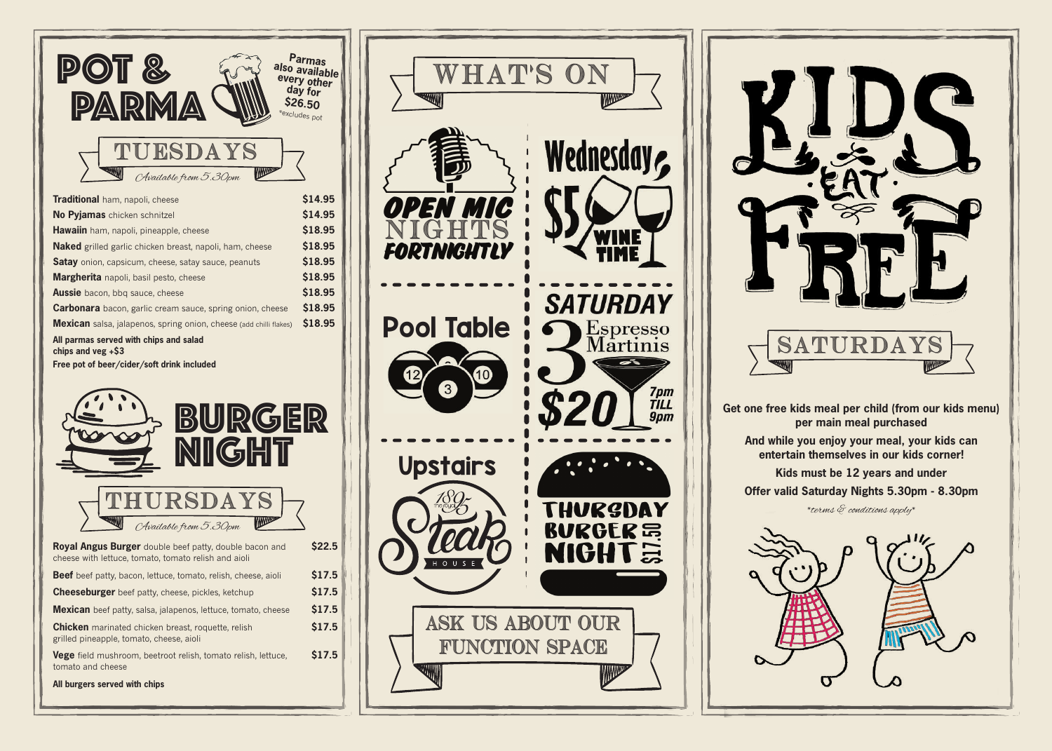# POT & PARMA

Parmas also available every other day for $26.50
*excludes pot

## TUESDAYS

*Available from 5.30pm*

| | |
|---|---|
| **Traditional** ham, napoli, cheese | $14.95 |
| **No Pyjamas** chicken schnitzel | $14.95 |
| **Hawaiin** ham, napoli, pineapple, cheese | $18.95 |
| **Naked** grilled garlic chicken breast, napoli, ham, cheese | $18.95 |
| **Satay** onion, capsicum, cheese, satay sauce, peanuts | $18.95 |
| **Margherita** napoli, basil pesto, cheese | $18.95 |
| **Aussie** bacon, bbq sauce, cheese | $18.95 |
| **Carbonara** bacon, garlic cream sauce, spring onion, cheese | $18.95 |
| **Mexican** salsa, jalapenos, spring onion, cheese (add chilli flakes) | $18.95 |

**All parmas served with chips and salad**
**chips and veg +$3**
**Free pot of beer/cider/soft drink included**

# BURGER NIGHT

## THURSDAYS

*Available from 5.30pm*

| | |
|---|---|
| **Royal Angus Burger** double beef patty, double bacon and cheese with lettuce, tomato, tomato relish and aioli | $22.5 |
| **Beef** beef patty, bacon, lettuce, tomato, relish, cheese, aioli | $17.5 |
| **Cheeseburger** beef patty, cheese, pickles, ketchup | $17.5 |
| **Mexican** beef patty, salsa, jalapenos, lettuce, tomato, cheese | $17.5 |
| **Chicken** marinated chicken breast, roquette, relish grilled pineapple, tomato, cheese, aioli | $17.5 |
| **Vege** field mushroom, beetroot relish, tomato relish, lettuce, tomato and cheese | $17.5 |

**All burgers served with chips**

# WHAT'S ON

**OPEN MIC NIGHTS FORTNIGHTLY**

**Wednesday $5 WINE TIME**

**Pool Table**

**SATURDAY 3 Espresso Martinis $20** 7pm TILL 9pm

**Upstairs** 1895 the royal Steak HOUSE

**THURSDAY BURGER NIGHT $17.50**

## ASK US ABOUT OUR FUNCTION SPACE

# KIDS EAT FREE

## SATURDAYS

**Get one free kids meal per child (from our kids menu) per main meal purchased**

**And while you enjoy your meal, your kids can entertain themselves in our kids corner!**

**Kids must be 12 years and under**

**Offer valid Saturday Nights 5.30pm - 8.30pm**

*terms & conditions apply*